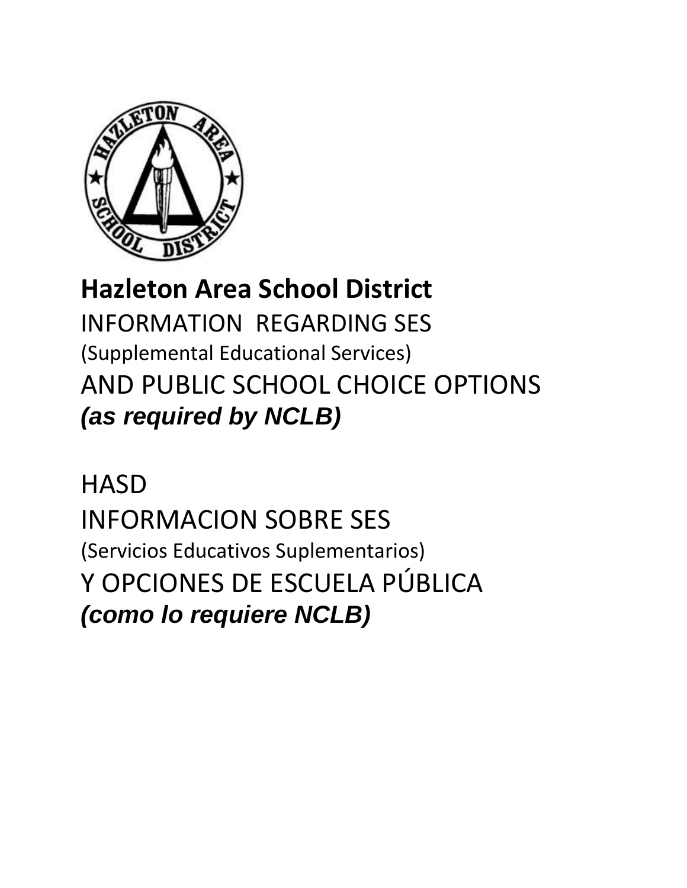# Hazleton Area School District

INFORMATION REGARDING SES

(Supplemental Educational Services)

AND PUBLIC SCHOOL CHOICE OPTIONS

***(as required by NCLB)***

HASD

INFORMACION SOBRE SES

(Servicios Educativos Suplementarios)

Y OPCIONES DE ESCUELA PÚBLICA

***(como lo requiere NCLB)***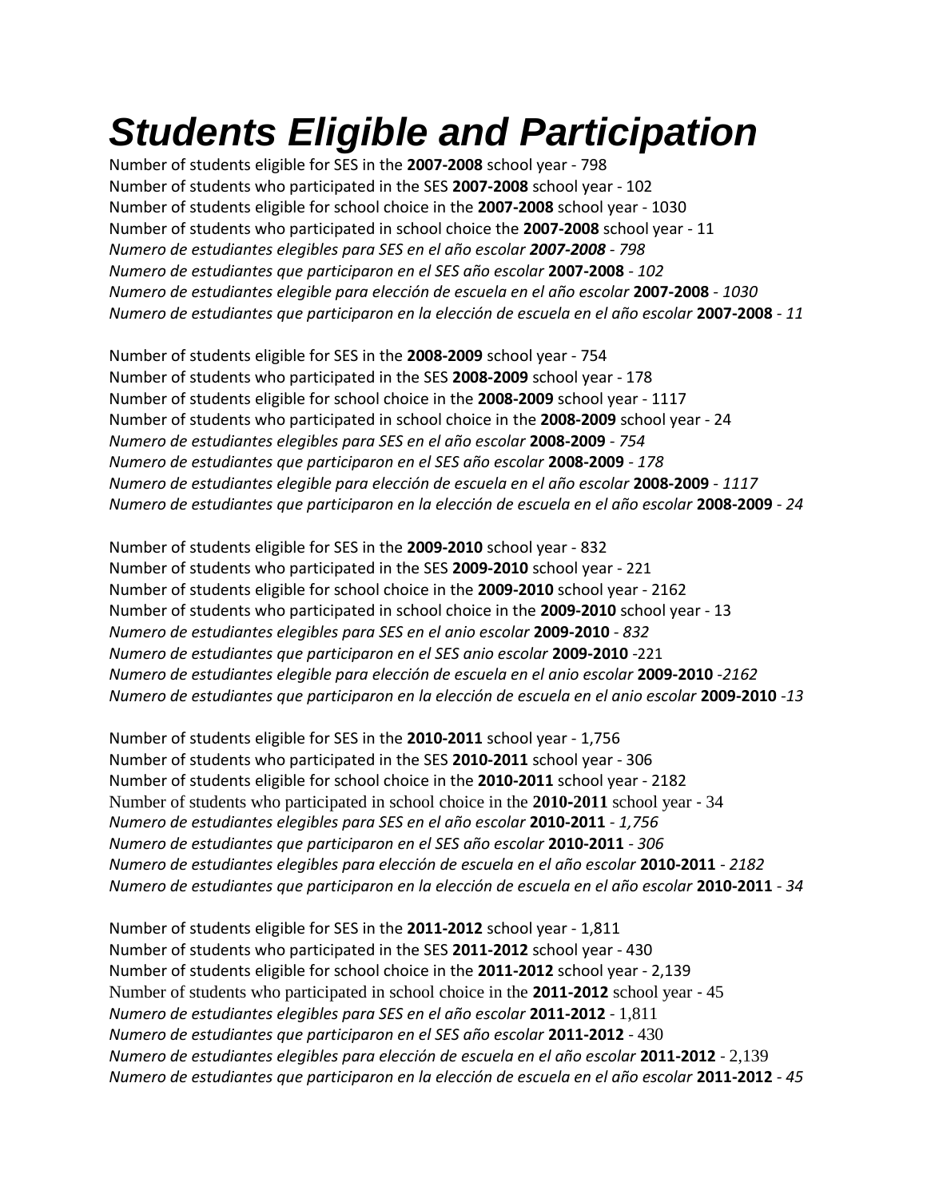# *Students Eligible and Participation*

Number of students eligible for SES in the **2007-2008** school year - 798
Number of students who participated in the SES **2007-2008** school year - 102
Number of students eligible for school choice in the **2007-2008** school year - 1030
Number of students who participated in school choice the **2007-2008** school year - 11
*Numero de estudiantes elegibles para SES en el año escolar **2007-2008** - 798*
*Numero de estudiantes que participaron en el SES año escolar* **2007-2008** *- 102*
*Numero de estudiantes elegible para elección de escuela en el año escolar* **2007-2008** *- 1030*
*Numero de estudiantes que participaron en la elección de escuela en el año escolar* **2007-2008** *- 11*

Number of students eligible for SES in the **2008-2009** school year - 754
Number of students who participated in the SES **2008-2009** school year - 178
Number of students eligible for school choice in the **2008-2009** school year - 1117
Number of students who participated in school choice in the **2008-2009** school year - 24
*Numero de estudiantes elegibles para SES en el año escolar* **2008-2009** *- 754*
*Numero de estudiantes que participaron en el SES año escolar* **2008-2009** *- 178*
*Numero de estudiantes elegible para elección de escuela en el año escolar* **2008-2009** *- 1117*
*Numero de estudiantes que participaron en la elección de escuela en el año escolar* **2008-2009** *- 24*

Number of students eligible for SES in the **2009-2010** school year - 832
Number of students who participated in the SES **2009-2010** school year - 221
Number of students eligible for school choice in the **2009-2010** school year - 2162
Number of students who participated in school choice in the **2009-2010** school year - 13
*Numero de estudiantes elegibles para SES en el anio escolar* **2009-2010** *- 832*
*Numero de estudiantes que participaron en el SES anio escolar* **2009-2010** -221
*Numero de estudiantes elegible para elección de escuela en el anio escolar* **2009-2010** *-2162*
*Numero de estudiantes que participaron en la elección de escuela en el anio escolar* **2009-2010** *-13*

Number of students eligible for SES in the **2010-2011** school year - 1,756
Number of students who participated in the SES **2010-2011** school year - 306
Number of students eligible for school choice in the **2010-2011** school year - 2182
Number of students who participated in school choice in the **2010-2011** school year - 34
*Numero de estudiantes elegibles para SES en el año escolar* **2010-2011** *- 1,756*
*Numero de estudiantes que participaron en el SES año escolar* **2010-2011** *- 306*
*Numero de estudiantes elegibles para elección de escuela en el año escolar* **2010-2011** *- 2182*
*Numero de estudiantes que participaron en la elección de escuela en el año escolar* **2010-2011** *- 34*

Number of students eligible for SES in the **2011-2012** school year - 1,811
Number of students who participated in the SES **2011-2012** school year - 430
Number of students eligible for school choice in the **2011-2012** school year - 2,139
Number of students who participated in school choice in the **2011-2012** school year - 45
*Numero de estudiantes elegibles para SES en el año escolar* **2011-2012** - 1,811
*Numero de estudiantes que participaron en el SES año escolar* **2011-2012** - 430
*Numero de estudiantes elegibles para elección de escuela en el año escolar* **2011-2012** - 2,139
*Numero de estudiantes que participaron en la elección de escuela en el año escolar* **2011-2012** *- 45*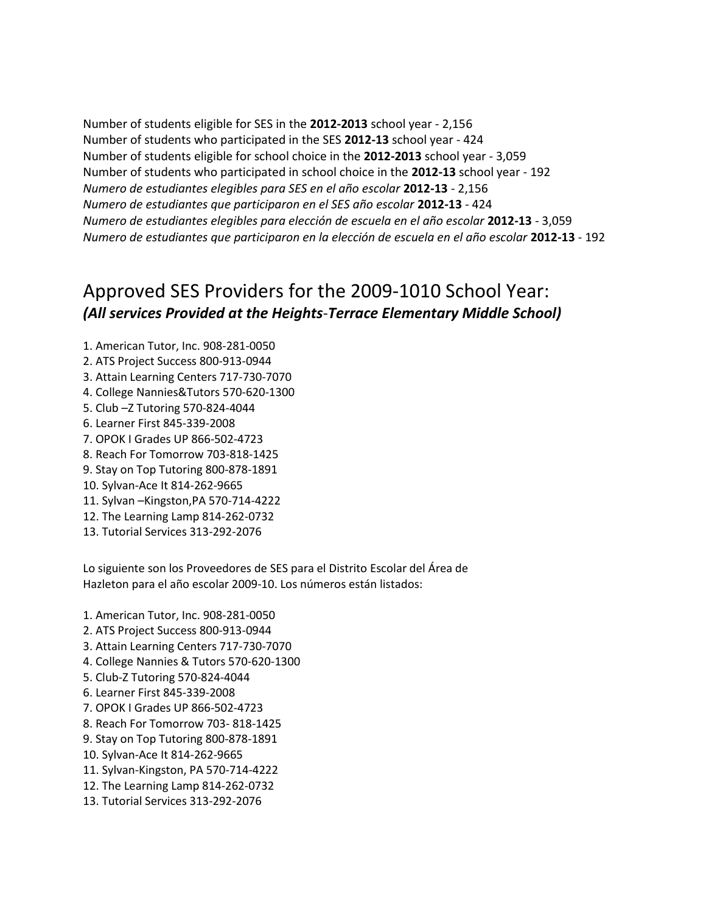Number of students eligible for SES in the **2012-2013** school year - 2,156
Number of students who participated in the SES **2012-13** school year - 424
Number of students eligible for school choice in the **2012-2013** school year - 3,059
Number of students who participated in school choice in the **2012-13** school year - 192
*Numero de estudiantes elegibles para SES en el año escolar* **2012-13** - 2,156
*Numero de estudiantes que participaron en el SES año escolar* **2012-13** - 424
*Numero de estudiantes elegibles para elección de escuela en el año escolar* **2012-13** - 3,059
*Numero de estudiantes que participaron en la elección de escuela en el año escolar* **2012-13** - 192

## Approved SES Providers for the 2009-1010 School Year:

***(All services Provided at the Heights-Terrace Elementary Middle School)***

1. American Tutor, Inc. 908-281-0050
2. ATS Project Success 800-913-0944
3. Attain Learning Centers 717-730-7070
4. College Nannies&Tutors 570-620-1300
5. Club –Z Tutoring 570-824-4044
6. Learner First 845-339-2008
7. OPOK I Grades UP 866-502-4723
8. Reach For Tomorrow 703-818-1425
9. Stay on Top Tutoring 800-878-1891
10. Sylvan-Ace It 814-262-9665
11. Sylvan –Kingston,PA 570-714-4222
12. The Learning Lamp 814-262-0732
13. Tutorial Services 313-292-2076

Lo siguiente son los Proveedores de SES para el Distrito Escolar del Área de Hazleton para el año escolar 2009-10. Los números están listados:

1. American Tutor, Inc. 908-281-0050
2. ATS Project Success 800-913-0944
3. Attain Learning Centers 717-730-7070
4. College Nannies & Tutors 570-620-1300
5. Club-Z Tutoring 570-824-4044
6. Learner First 845-339-2008
7. OPOK I Grades UP 866-502-4723
8. Reach For Tomorrow 703- 818-1425
9. Stay on Top Tutoring 800-878-1891
10. Sylvan-Ace It 814-262-9665
11. Sylvan-Kingston, PA 570-714-4222
12. The Learning Lamp 814-262-0732
13. Tutorial Services 313-292-2076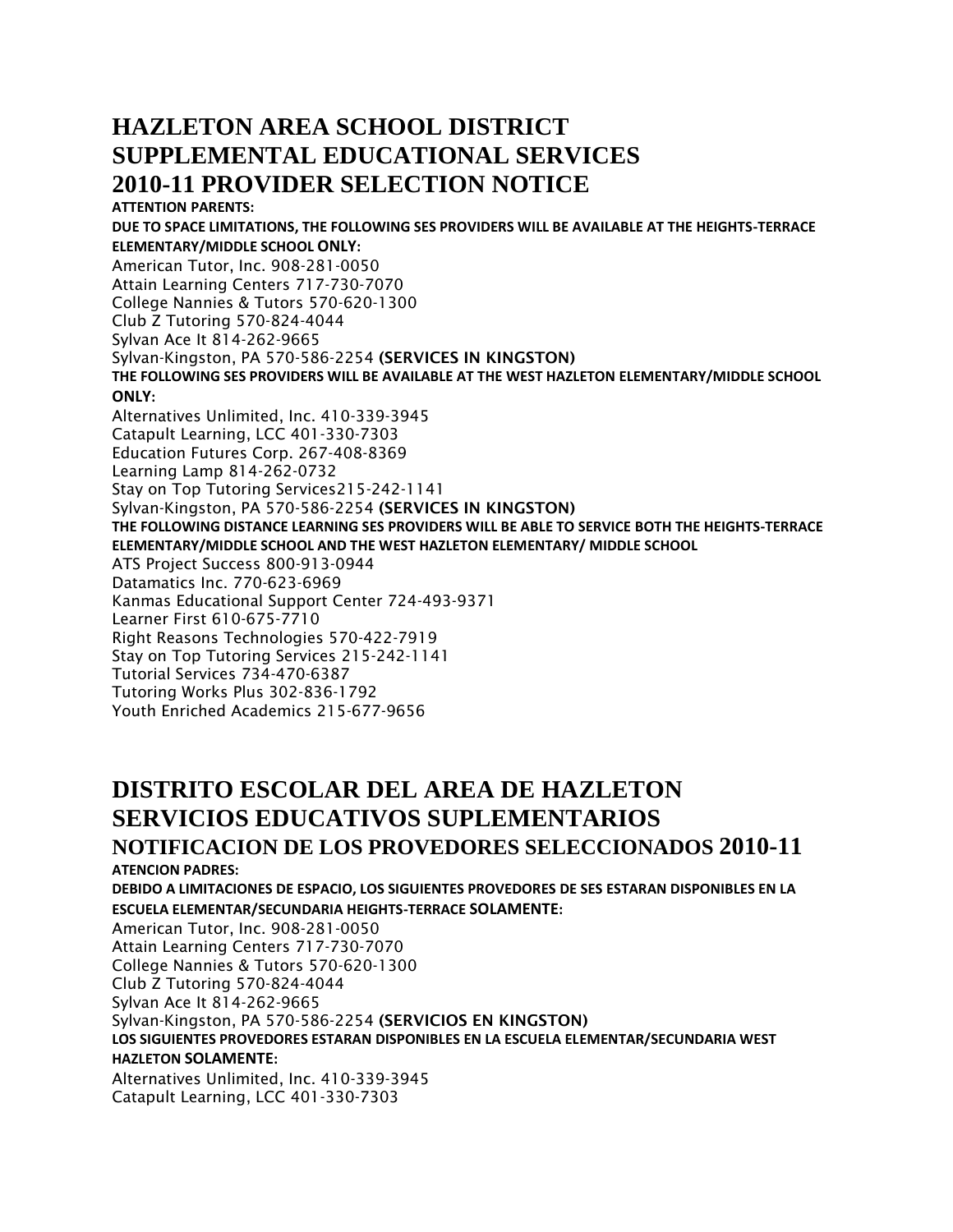# HAZLETON AREA SCHOOL DISTRICT
# SUPPLEMENTAL EDUCATIONAL SERVICES
# 2010-11 PROVIDER SELECTION NOTICE

**ATTENTION PARENTS:**

**DUE TO SPACE LIMITATIONS, THE FOLLOWING SES PROVIDERS WILL BE AVAILABLE AT THE HEIGHTS-TERRACE ELEMENTARY/MIDDLE SCHOOL ONLY:**

American Tutor, Inc. 908-281-0050
Attain Learning Centers 717-730-7070
College Nannies & Tutors 570-620-1300
Club Z Tutoring 570-824-4044
Sylvan Ace It 814-262-9665
Sylvan-Kingston, PA 570-586-2254 **(SERVICES IN KINGSTON)**

**THE FOLLOWING SES PROVIDERS WILL BE AVAILABLE AT THE WEST HAZLETON ELEMENTARY/MIDDLE SCHOOL ONLY:**

Alternatives Unlimited, Inc. 410-339-3945
Catapult Learning, LCC 401-330-7303
Education Futures Corp. 267-408-8369
Learning Lamp 814-262-0732
Stay on Top Tutoring Services215-242-1141
Sylvan-Kingston, PA 570-586-2254 **(SERVICES IN KINGSTON)**

**THE FOLLOWING DISTANCE LEARNING SES PROVIDERS WILL BE ABLE TO SERVICE BOTH THE HEIGHTS-TERRACE ELEMENTARY/MIDDLE SCHOOL AND THE WEST HAZLETON ELEMENTARY/ MIDDLE SCHOOL**

ATS Project Success 800-913-0944
Datamatics Inc. 770-623-6969
Kanmas Educational Support Center 724-493-9371
Learner First 610-675-7710
Right Reasons Technologies 570-422-7919
Stay on Top Tutoring Services 215-242-1141
Tutorial Services 734-470-6387
Tutoring Works Plus 302-836-1792
Youth Enriched Academics 215-677-9656

# DISTRITO ESCOLAR DEL AREA DE HAZLETON
# SERVICIOS EDUCATIVOS SUPLEMENTARIOS
## NOTIFICACION DE LOS PROVEDORES SELECCIONADOS 2010-11

**ATENCION PADRES:**

**DEBIDO A LIMITACIONES DE ESPACIO, LOS SIGUIENTES PROVEDORES DE SES ESTARAN DISPONIBLES EN LA ESCUELA ELEMENTAR/SECUNDARIA HEIGHTS-TERRACE SOLAMENTE:**

American Tutor, Inc. 908-281-0050
Attain Learning Centers 717-730-7070
College Nannies & Tutors 570-620-1300
Club Z Tutoring 570-824-4044
Sylvan Ace It 814-262-9665
Sylvan-Kingston, PA 570-586-2254 **(SERVICIOS EN KINGSTON)**

**LOS SIGUIENTES PROVEDORES ESTARAN DISPONIBLES EN LA ESCUELA ELEMENTAR/SECUNDARIA WEST HAZLETON SOLAMENTE:**

Alternatives Unlimited, Inc. 410-339-3945
Catapult Learning, LCC 401-330-7303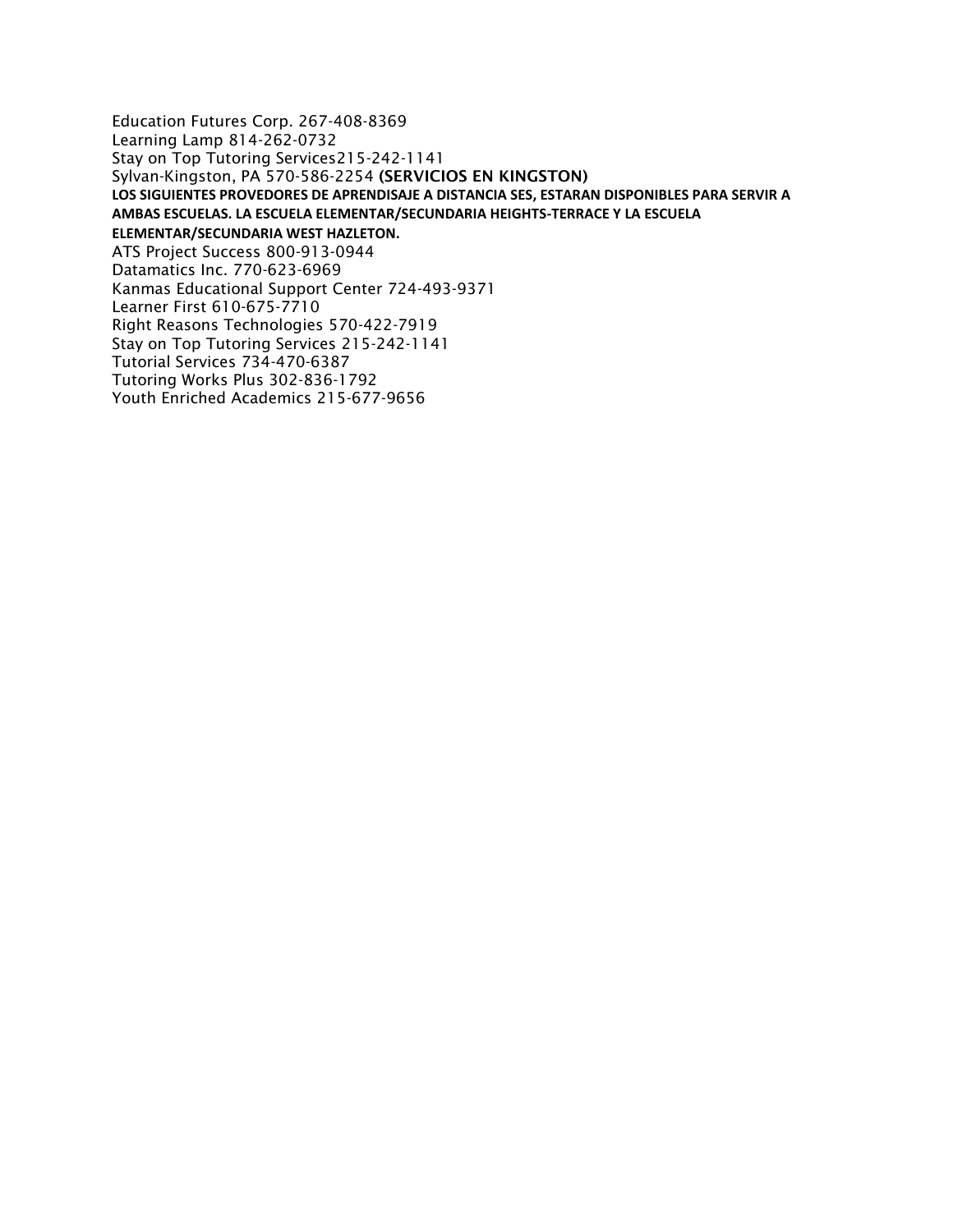Education Futures Corp. 267-408-8369
Learning Lamp 814-262-0732
Stay on Top Tutoring Services215-242-1141
Sylvan-Kingston, PA 570-586-2254 **(SERVICIOS EN KINGSTON)**

**LOS SIGUIENTES PROVEDORES DE APRENDISAJE A DISTANCIA SES, ESTARAN DISPONIBLES PARA SERVIR A AMBAS ESCUELAS. LA ESCUELA ELEMENTAR/SECUNDARIA HEIGHTS-TERRACE Y LA ESCUELA ELEMENTAR/SECUNDARIA WEST HAZLETON.**

ATS Project Success 800-913-0944
Datamatics Inc. 770-623-6969
Kanmas Educational Support Center 724-493-9371
Learner First 610-675-7710
Right Reasons Technologies 570-422-7919
Stay on Top Tutoring Services 215-242-1141
Tutorial Services 734-470-6387
Tutoring Works Plus 302-836-1792
Youth Enriched Academics 215-677-9656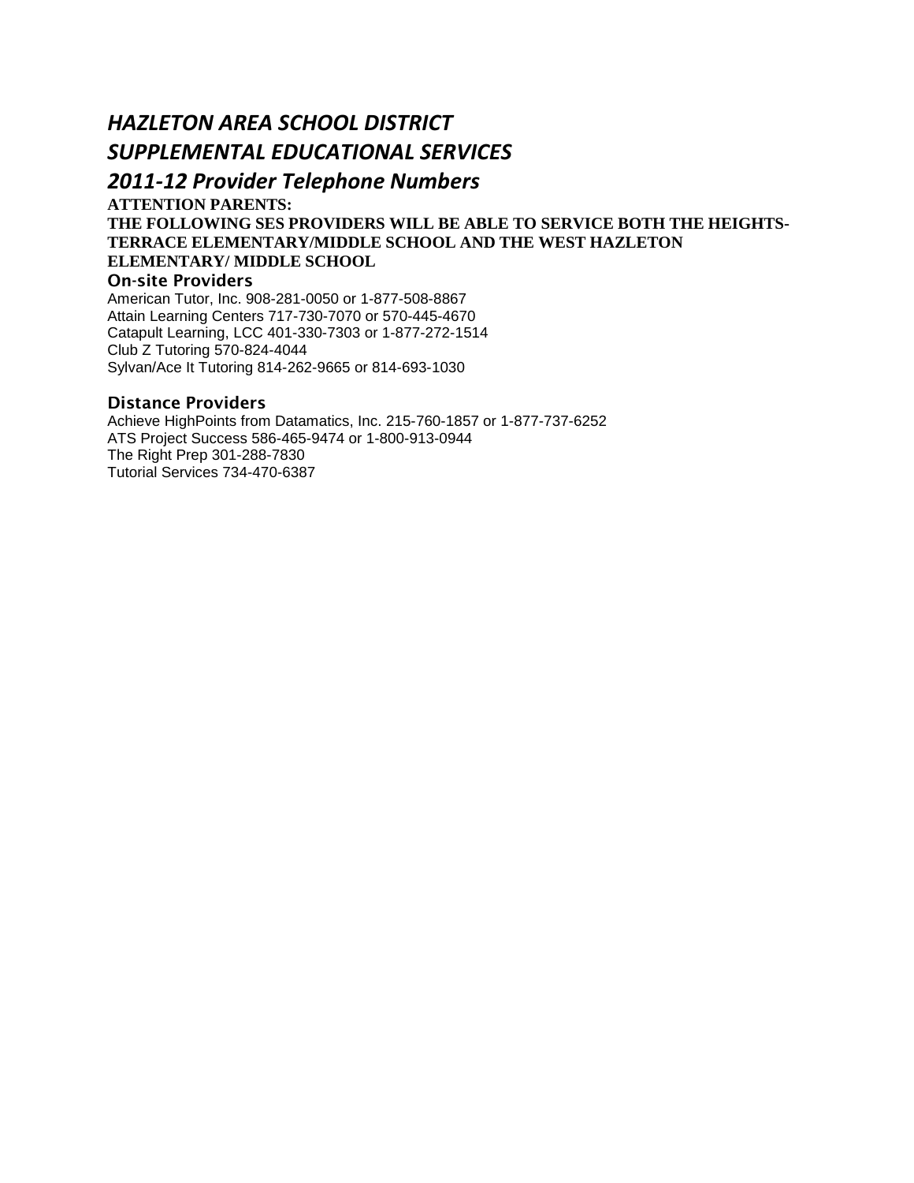# *HAZLETON AREA SCHOOL DISTRICT*
# *SUPPLEMENTAL EDUCATIONAL SERVICES*
## *2011-12 Provider Telephone Numbers*

**ATTENTION PARENTS:**

**THE FOLLOWING SES PROVIDERS WILL BE ABLE TO SERVICE BOTH THE HEIGHTS-TERRACE ELEMENTARY/MIDDLE SCHOOL AND THE WEST HAZLETON ELEMENTARY/ MIDDLE SCHOOL**

### On-site Providers

American Tutor, Inc. 908-281-0050 or 1-877-508-8867
Attain Learning Centers 717-730-7070 or 570-445-4670
Catapult Learning, LCC 401-330-7303 or 1-877-272-1514
Club Z Tutoring 570-824-4044
Sylvan/Ace It Tutoring 814-262-9665 or 814-693-1030

### Distance Providers

Achieve HighPoints from Datamatics, Inc. 215-760-1857 or 1-877-737-6252
ATS Project Success 586-465-9474 or 1-800-913-0944
The Right Prep 301-288-7830
Tutorial Services 734-470-6387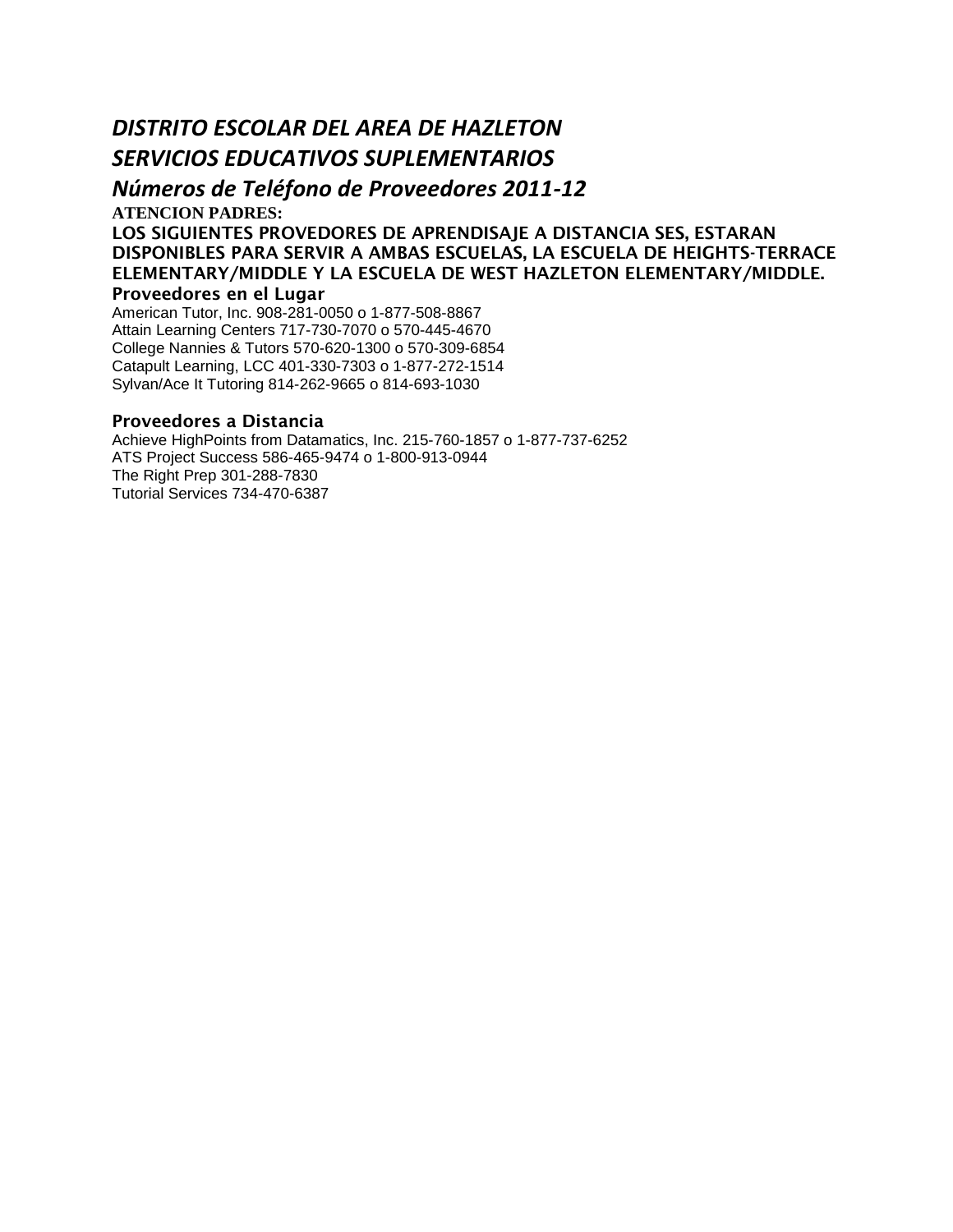# *DISTRITO ESCOLAR DEL AREA DE HAZLETON*

## *SERVICIOS EDUCATIVOS SUPLEMENTARIOS*

## *Números de Teléfono de Proveedores 2011-12*

**ATENCION PADRES:**

**LOS SIGUIENTES PROVEDORES DE APRENDISAJE A DISTANCIA SES, ESTARAN DISPONIBLES PARA SERVIR A AMBAS ESCUELAS, LA ESCUELA DE HEIGHTS-TERRACE ELEMENTARY/MIDDLE Y LA ESCUELA DE WEST HAZLETON ELEMENTARY/MIDDLE.**

### Proveedores en el Lugar

American Tutor, Inc. 908-281-0050 o 1-877-508-8867
Attain Learning Centers 717-730-7070 o 570-445-4670
College Nannies & Tutors 570-620-1300 o 570-309-6854
Catapult Learning, LCC 401-330-7303 o 1-877-272-1514
Sylvan/Ace It Tutoring 814-262-9665 o 814-693-1030

### Proveedores a Distancia

Achieve HighPoints from Datamatics, Inc. 215-760-1857 o 1-877-737-6252
ATS Project Success 586-465-9474 o 1-800-913-0944
The Right Prep 301-288-7830
Tutorial Services 734-470-6387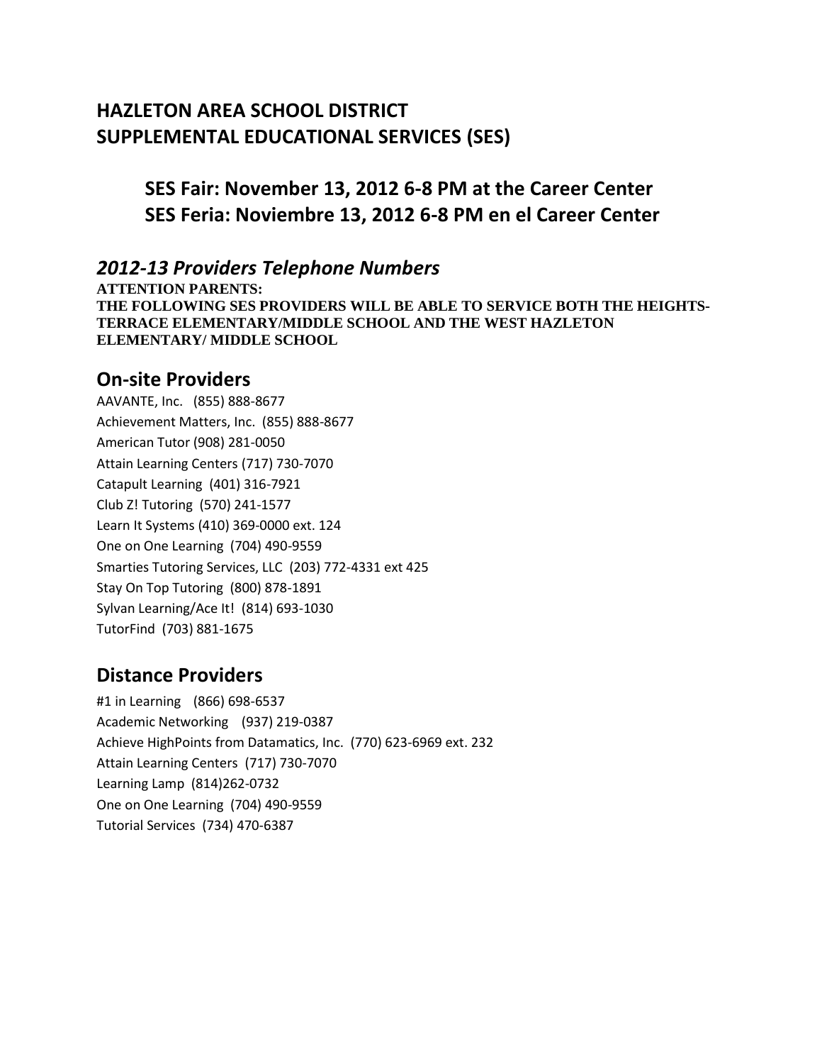# HAZLETON AREA SCHOOL DISTRICT
# SUPPLEMENTAL EDUCATIONAL SERVICES (SES)

## SES Fair: November 13, 2012 6-8 PM at the Career Center
## SES Feria: Noviembre 13, 2012 6-8 PM en el Career Center

## *2012-13 Providers Telephone Numbers*

**ATTENTION PARENTS:**
**THE FOLLOWING SES PROVIDERS WILL BE ABLE TO SERVICE BOTH THE HEIGHTS-TERRACE ELEMENTARY/MIDDLE SCHOOL AND THE WEST HAZLETON ELEMENTARY/ MIDDLE SCHOOL**

## On-site Providers

AAVANTE, Inc. (855) 888-8677
Achievement Matters, Inc. (855) 888-8677
American Tutor (908) 281-0050
Attain Learning Centers (717) 730-7070
Catapult Learning (401) 316-7921
Club Z! Tutoring (570) 241-1577
Learn It Systems (410) 369-0000 ext. 124
One on One Learning (704) 490-9559
Smarties Tutoring Services, LLC (203) 772-4331 ext 425
Stay On Top Tutoring (800) 878-1891
Sylvan Learning/Ace It! (814) 693-1030
TutorFind (703) 881-1675

## Distance Providers

#1 in Learning (866) 698-6537
Academic Networking (937) 219-0387
Achieve HighPoints from Datamatics, Inc. (770) 623-6969 ext. 232
Attain Learning Centers (717) 730-7070
Learning Lamp (814)262-0732
One on One Learning (704) 490-9559
Tutorial Services (734) 470-6387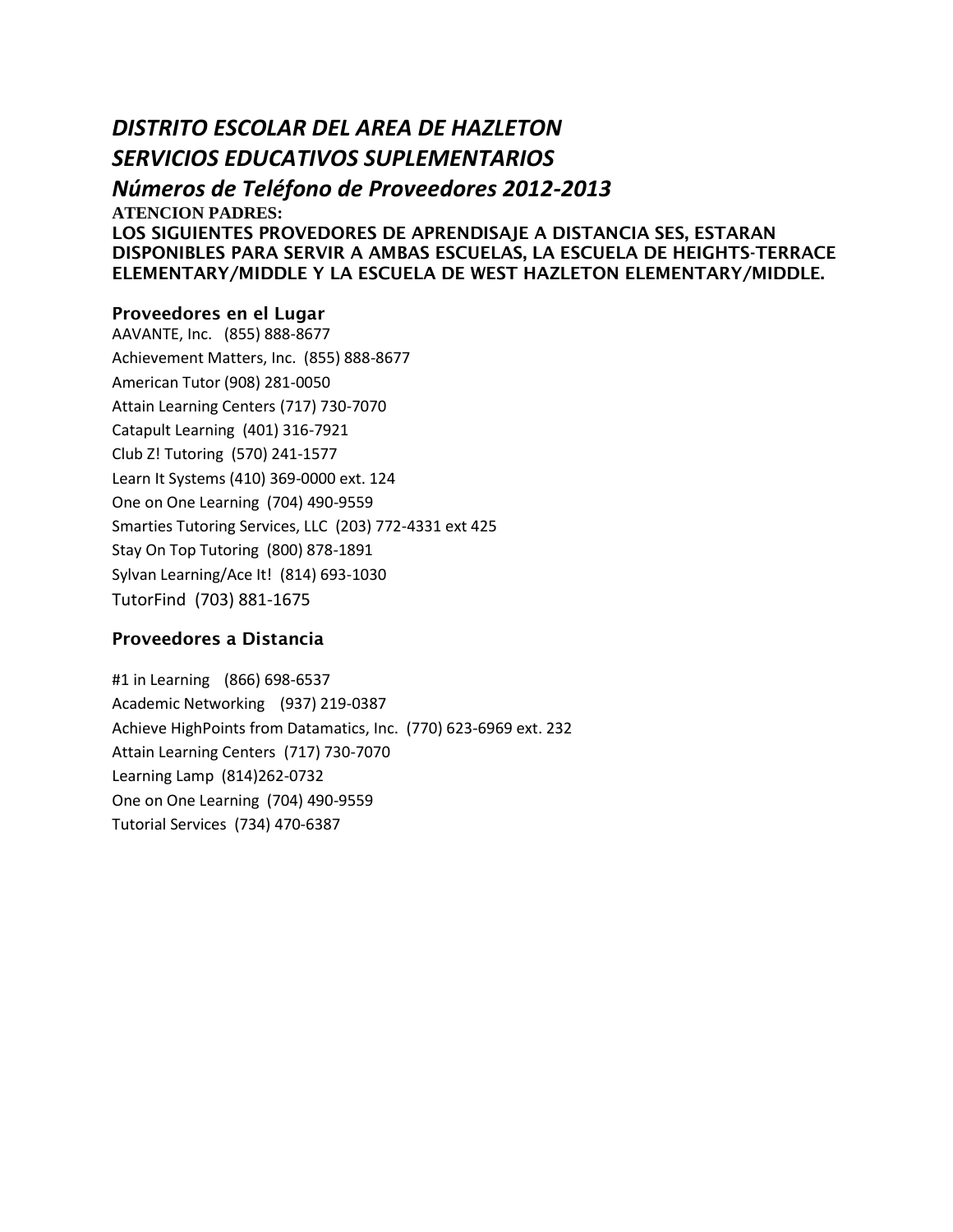# *DISTRITO ESCOLAR DEL AREA DE HAZLETON*

# *SERVICIOS EDUCATIVOS SUPLEMENTARIOS*

## *Números de Teléfono de Proveedores 2012-2013*

**ATENCION PADRES:**

**LOS SIGUIENTES PROVEDORES DE APRENDISAJE A DISTANCIA SES, ESTARAN DISPONIBLES PARA SERVIR A AMBAS ESCUELAS, LA ESCUELA DE HEIGHTS-TERRACE ELEMENTARY/MIDDLE Y LA ESCUELA DE WEST HAZLETON ELEMENTARY/MIDDLE.**

### Proveedores en el Lugar

AAVANTE, Inc. (855) 888-8677
Achievement Matters, Inc. (855) 888-8677
American Tutor (908) 281-0050
Attain Learning Centers (717) 730-7070
Catapult Learning (401) 316-7921
Club Z! Tutoring (570) 241-1577
Learn It Systems (410) 369-0000 ext. 124
One on One Learning (704) 490-9559
Smarties Tutoring Services, LLC (203) 772-4331 ext 425
Stay On Top Tutoring (800) 878-1891
Sylvan Learning/Ace It! (814) 693-1030
TutorFind (703) 881-1675

### Proveedores a Distancia

#1 in Learning (866) 698-6537
Academic Networking (937) 219-0387
Achieve HighPoints from Datamatics, Inc. (770) 623-6969 ext. 232
Attain Learning Centers (717) 730-7070
Learning Lamp (814)262-0732
One on One Learning (704) 490-9559
Tutorial Services (734) 470-6387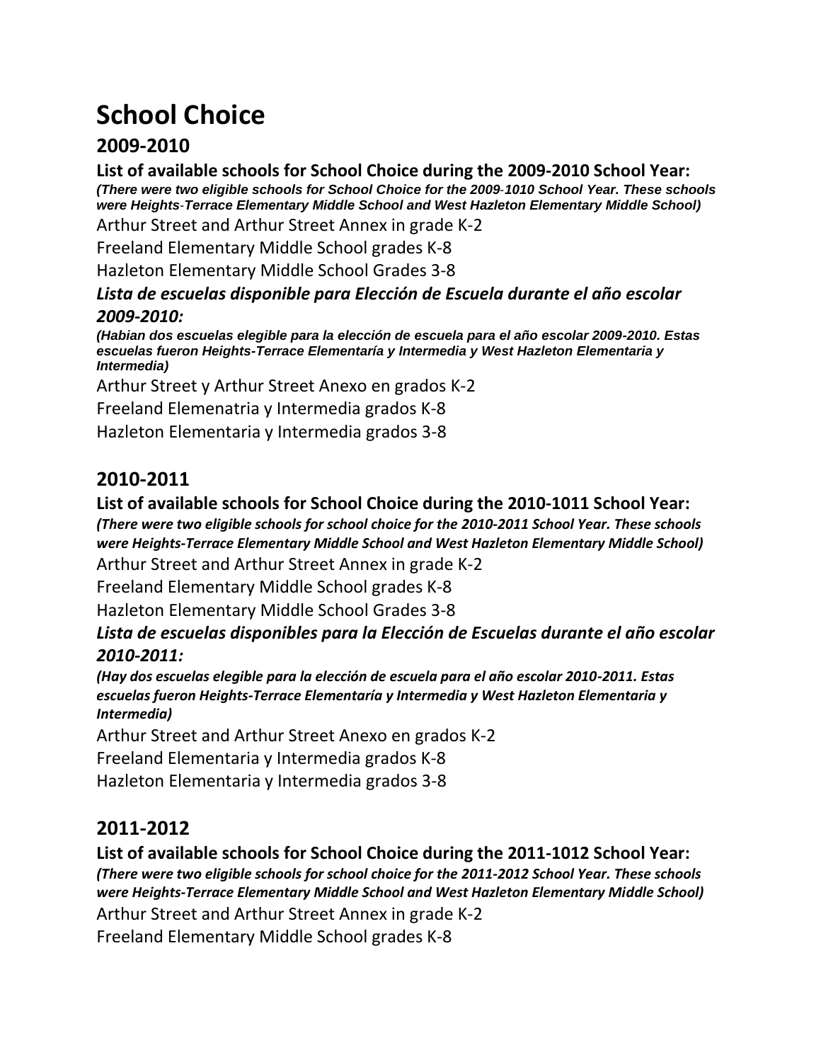# School Choice

## 2009-2010

### List of available schools for School Choice during the 2009-2010 School Year:

***(There were two eligible schools for School Choice for the 2009-1010 School Year. These schools were Heights-Terrace Elementary Middle School and West Hazleton Elementary Middle School)***

Arthur Street and Arthur Street Annex in grade K-2

Freeland Elementary Middle School grades K-8

Hazleton Elementary Middle School Grades 3-8

### *Lista de escuelas disponible para Elección de Escuela durante el año escolar 2009-2010:*

***(Habian dos escuelas elegible para la elección de escuela para el año escolar 2009-2010. Estas escuelas fueron Heights-Terrace Elementaría y Intermedia y West Hazleton Elementaria y Intermedia)***

Arthur Street y Arthur Street Anexo en grados K-2

Freeland Elemenatria y Intermedia grados K-8

Hazleton Elementaria y Intermedia grados 3-8

## 2010-2011

### List of available schools for School Choice during the 2010-1011 School Year:

***(There were two eligible schools for school choice for the 2010-2011 School Year. These schools were Heights-Terrace Elementary Middle School and West Hazleton Elementary Middle School)***

Arthur Street and Arthur Street Annex in grade K-2

Freeland Elementary Middle School grades K-8

Hazleton Elementary Middle School Grades 3-8

### *Lista de escuelas disponibles para la Elección de Escuelas durante el año escolar 2010-2011:*

***(Hay dos escuelas elegible para la elección de escuela para el año escolar 2010-2011. Estas escuelas fueron Heights-Terrace Elementaría y Intermedia y West Hazleton Elementaria y Intermedia)***

Arthur Street and Arthur Street Anexo en grados K-2

Freeland Elementaria y Intermedia grados K-8

Hazleton Elementaria y Intermedia grados 3-8

## 2011-2012

### List of available schools for School Choice during the 2011-1012 School Year:

***(There were two eligible schools for school choice for the 2011-2012 School Year. These schools were Heights-Terrace Elementary Middle School and West Hazleton Elementary Middle School)***

Arthur Street and Arthur Street Annex in grade K-2

Freeland Elementary Middle School grades K-8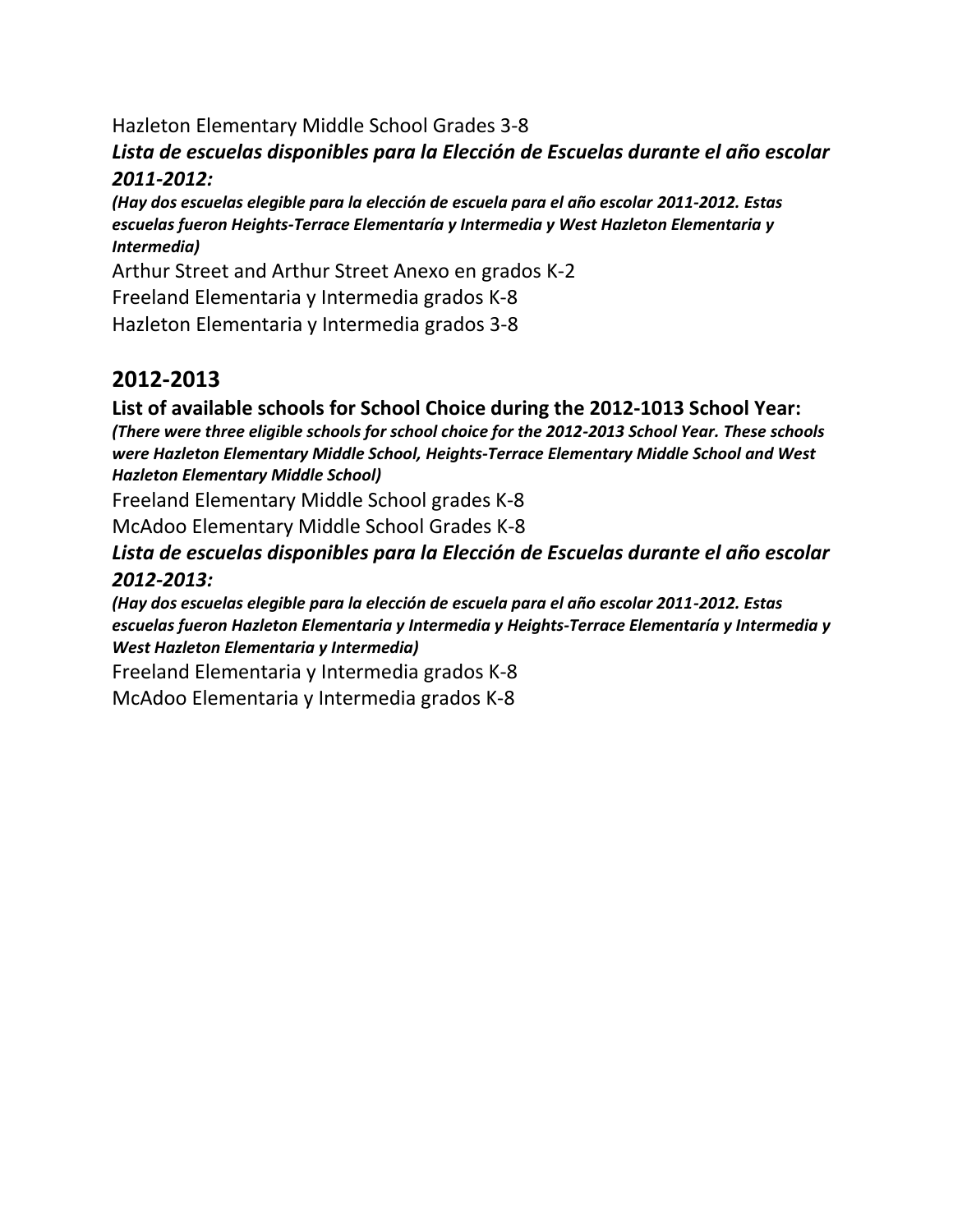Hazleton Elementary Middle School Grades 3-8

***Lista de escuelas disponibles para la Elección de Escuelas durante el año escolar 2011-2012:***

***(Hay dos escuelas elegible para la elección de escuela para el año escolar 2011-2012. Estas escuelas fueron Heights-Terrace Elementaría y Intermedia y West Hazleton Elementaria y Intermedia)***

Arthur Street and Arthur Street Anexo en grados K-2

Freeland Elementaria y Intermedia grados K-8

Hazleton Elementaria y Intermedia grados 3-8

## 2012-2013

**List of available schools for School Choice during the 2012-1013 School Year:**

***(There were three eligible schools for school choice for the 2012-2013 School Year. These schools were Hazleton Elementary Middle School, Heights-Terrace Elementary Middle School and West Hazleton Elementary Middle School)***

Freeland Elementary Middle School grades K-8

McAdoo Elementary Middle School Grades K-8

***Lista de escuelas disponibles para la Elección de Escuelas durante el año escolar 2012-2013:***

***(Hay dos escuelas elegible para la elección de escuela para el año escolar 2011-2012. Estas escuelas fueron Hazleton Elementaria y Intermedia y Heights-Terrace Elementaría y Intermedia y West Hazleton Elementaria y Intermedia)***

Freeland Elementaria y Intermedia grados K-8

McAdoo Elementaria y Intermedia grados K-8